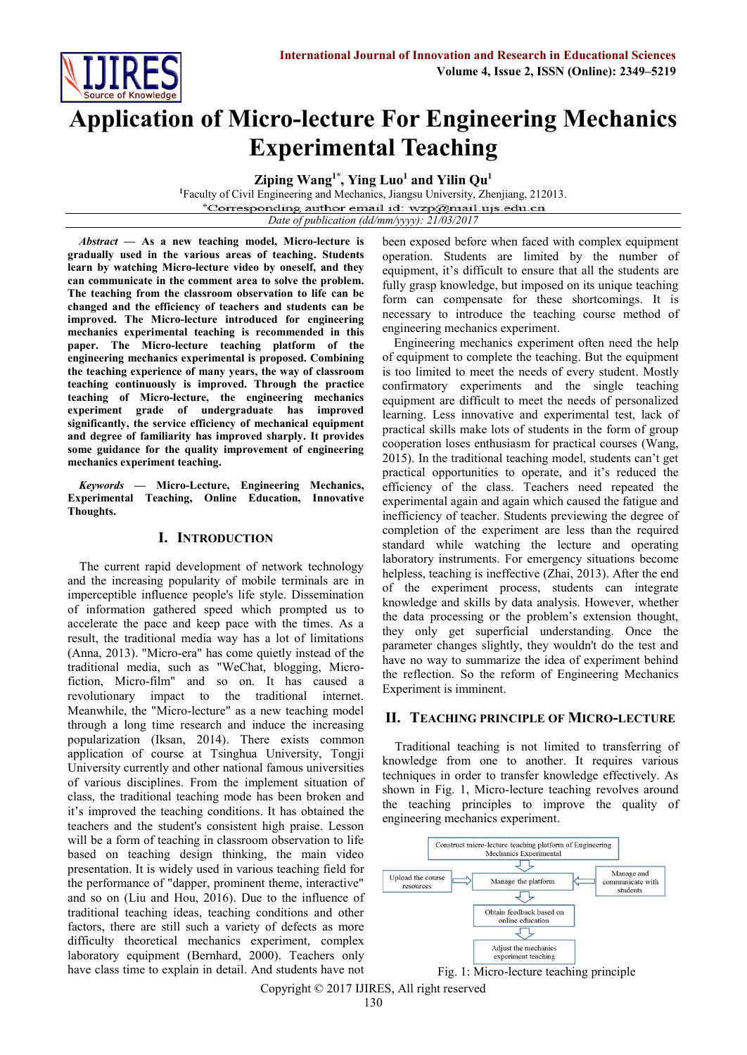# Application of Micro-lecture For Engineering Mechanics Experimental Teaching

**Ziping Wang[1*], Ying Luo[1] and Yilin Qu[1]**

[1]Faculty of Civil Engineering and Mechanics, Jiangsu University, Zhenjiang, 212013.

[*]Corresponding author email id: wzp@mail.ujs.edu.cn

*Date of publication (dd/mm/yyyy): 21/03/2017*

***Abstract* — As a new teaching model, Micro-lecture is gradually used in the various areas of teaching. Students learn by watching Micro-lecture video by oneself, and they can communicate in the comment area to solve the problem. The teaching from the classroom observation to life can be changed and the efficiency of teachers and students can be improved. The Micro-lecture introduced for engineering mechanics experimental teaching is recommended in this paper. The Micro-lecture teaching platform of the engineering mechanics experimental is proposed. Combining the teaching experience of many years, the way of classroom teaching continuously is improved. Through the practice teaching of Micro-lecture, the engineering mechanics experiment grade of undergraduate has improved significantly, the service efficiency of mechanical equipment and degree of familiarity has improved sharply. It provides some guidance for the quality improvement of engineering mechanics experiment teaching.**

***Keywords* — Micro-Lecture, Engineering Mechanics, Experimental Teaching, Online Education, Innovative Thoughts.**

## I. Introduction

The current rapid development of network technology and the increasing popularity of mobile terminals are in imperceptible influence people's life style. Dissemination of information gathered speed which prompted us to accelerate the pace and keep pace with the times. As a result, the traditional media way has a lot of limitations (Anna, 2013). "Micro-era" has come quietly instead of the traditional media, such as "WeChat, blogging, Micro-fiction, Micro-film" and so on. It has caused a revolutionary impact to the traditional internet. Meanwhile, the "Micro-lecture" as a new teaching model through a long time research and induce the increasing popularization (Iksan, 2014). There exists common application of course at Tsinghua University, Tongji University currently and other national famous universities of various disciplines. From the implement situation of class, the traditional teaching mode has been broken and it's improved the teaching conditions. It has obtained the teachers and the student's consistent high praise. Lesson will be a form of teaching in classroom observation to life based on teaching design thinking, the main video presentation. It is widely used in various teaching field for the performance of "dapper, prominent theme, interactive" and so on (Liu and Hou, 2016). Due to the influence of traditional teaching ideas, teaching conditions and other factors, there are still such a variety of defects as more difficulty theoretical mechanics experiment, complex laboratory equipment (Bernhard, 2000). Teachers only have class time to explain in detail. And students have not been exposed before when faced with complex equipment operation. Students are limited by the number of equipment, it's difficult to ensure that all the students are fully grasp knowledge, but imposed on its unique teaching form can compensate for these shortcomings. It is necessary to introduce the teaching course method of engineering mechanics experiment.

Engineering mechanics experiment often need the help of equipment to complete the teaching. But the equipment is too limited to meet the needs of every student. Mostly confirmatory experiments and the single teaching equipment are difficult to meet the needs of personalized learning. Less innovative and experimental test, lack of practical skills make lots of students in the form of group cooperation loses enthusiasm for practical courses (Wang, 2015). In the traditional teaching model, students can't get practical opportunities to operate, and it's reduced the efficiency of the class. Teachers need repeated the experimental again and again which caused the fatigue and inefficiency of teacher. Students previewing the degree of completion of the experiment are less than the required standard while watching the lecture and operating laboratory instruments. For emergency situations become helpless, teaching is ineffective (Zhai, 2013). After the end of the experiment process, students can integrate knowledge and skills by data analysis. However, whether the data processing or the problem's extension thought, they only get superficial understanding. Once the parameter changes slightly, they wouldn't do the test and have no way to summarize the idea of experiment behind the reflection. So the reform of Engineering Mechanics Experiment is imminent.

## II. Teaching Principle of Micro-lecture

Traditional teaching is not limited to transferring of knowledge from one to another. It requires various techniques in order to transfer knowledge effectively. As shown in Fig. 1, Micro-lecture teaching revolves around the teaching principles to improve the quality of engineering mechanics experiment.

Construct micro-lecture teaching platform of Engineering Mechanics Experimental

Upload the course resources

Manage the platform

Manage and communicate with students

Obtain feedback based on online education

Adjust the mechanics experiment teaching

Fig. 1: Micro-lecture teaching principle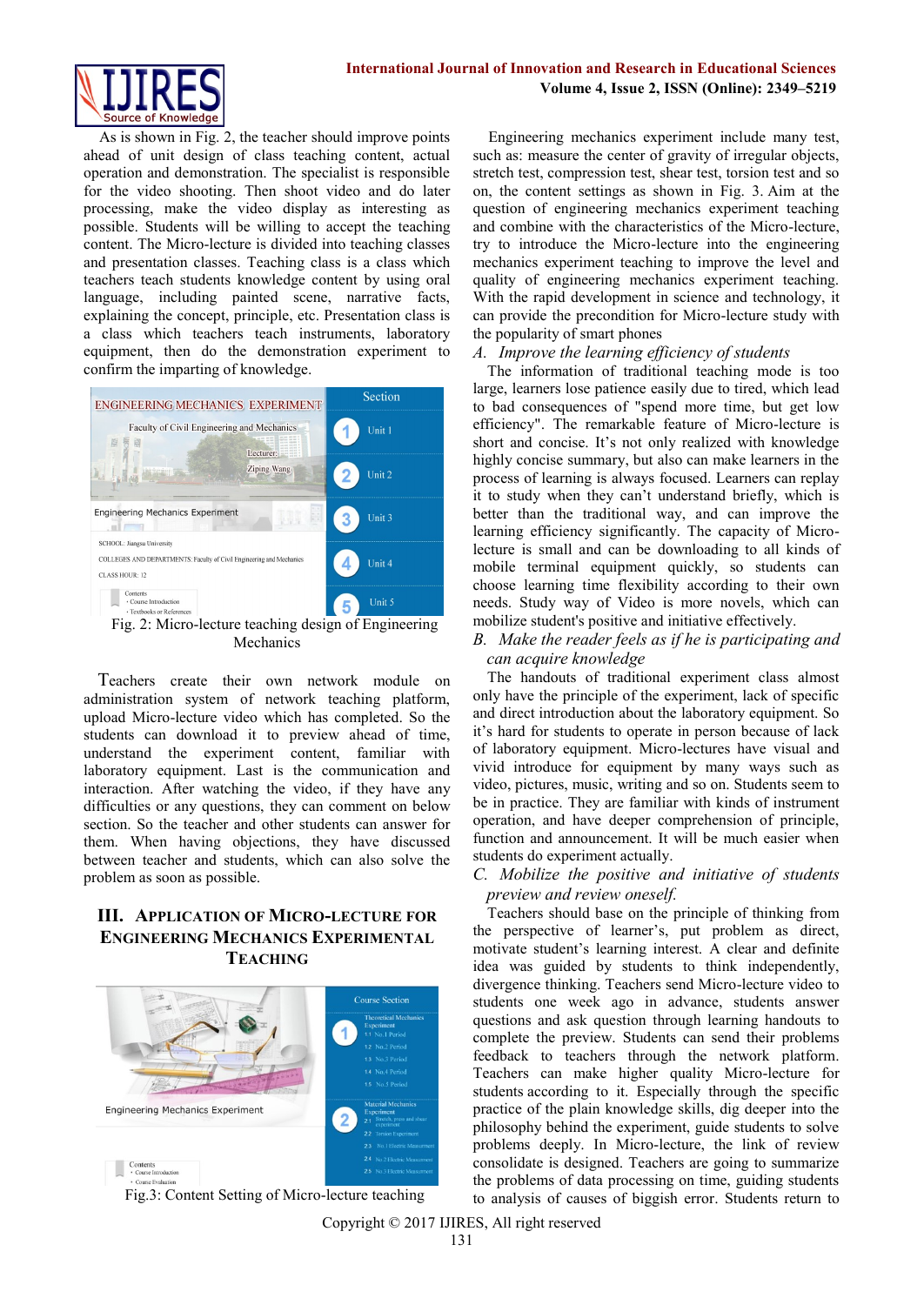As is shown in Fig. 2, the teacher should improve points ahead of unit design of class teaching content, actual operation and demonstration. The specialist is responsible for the video shooting. Then shoot video and do later processing, make the video display as interesting as possible. Students will be willing to accept the teaching content. The Micro-lecture is divided into teaching classes and presentation classes. Teaching class is a class which teachers teach students knowledge content by using oral language, including painted scene, narrative facts, explaining the concept, principle, etc. Presentation class is a class which teachers teach instruments, laboratory equipment, then do the demonstration experiment to confirm the imparting of knowledge.

Fig. 2: Micro-lecture teaching design of Engineering Mechanics

Teachers create their own network module on administration system of network teaching platform, upload Micro-lecture video which has completed. So the students can download it to preview ahead of time, understand the experiment content, familiar with laboratory equipment. Last is the communication and interaction. After watching the video, if they have any difficulties or any questions, they can comment on below section. So the teacher and other students can answer for them. When having objections, they have discussed between teacher and students, which can also solve the problem as soon as possible.

## III. Application of Micro-Lecture for Engineering Mechanics Experimental Teaching

Fig.3: Content Setting of Micro-lecture teaching

Engineering mechanics experiment include many test, such as: measure the center of gravity of irregular objects, stretch test, compression test, shear test, torsion test and so on, the content settings as shown in Fig. 3. Aim at the question of engineering mechanics experiment teaching and combine with the characteristics of the Micro-lecture, try to introduce the Micro-lecture into the engineering mechanics experiment teaching to improve the level and quality of engineering mechanics experiment teaching. With the rapid development in science and technology, it can provide the precondition for Micro-lecture study with the popularity of smart phones

### *A. Improve the learning efficiency of students*

The information of traditional teaching mode is too large, learners lose patience easily due to tired, which lead to bad consequences of "spend more time, but get low efficiency". The remarkable feature of Micro-lecture is short and concise. It's not only realized with knowledge highly concise summary, but also can make learners in the process of learning is always focused. Learners can replay it to study when they can't understand briefly, which is better than the traditional way, and can improve the learning efficiency significantly. The capacity of Micro-lecture is small and can be downloading to all kinds of mobile terminal equipment quickly, so students can choose learning time flexibility according to their own needs. Study way of Video is more novels, which can mobilize student's positive and initiative effectively.

### *B. Make the reader feels as if he is participating and can acquire knowledge*

The handouts of traditional experiment class almost only have the principle of the experiment, lack of specific and direct introduction about the laboratory equipment. So it's hard for students to operate in person because of lack of laboratory equipment. Micro-lectures have visual and vivid introduce for equipment by many ways such as video, pictures, music, writing and so on. Students seem to be in practice. They are familiar with kinds of instrument operation, and have deeper comprehension of principle, function and announcement. It will be much easier when students do experiment actually.

### *C. Mobilize the positive and initiative of students preview and review oneself.*

Teachers should base on the principle of thinking from the perspective of learner's, put problem as direct, motivate student's learning interest. A clear and definite idea was guided by students to think independently, divergence thinking. Teachers send Micro-lecture video to students one week ago in advance, students answer questions and ask question through learning handouts to complete the preview. Students can send their problems feedback to teachers through the network platform. Teachers can make higher quality Micro-lecture for students according to it. Especially through the specific practice of the plain knowledge skills, dig deeper into the philosophy behind the experiment, guide students to solve problems deeply. In Micro-lecture, the link of review consolidate is designed. Teachers are going to summarize the problems of data processing on time, guiding students to analysis of causes of biggish error. Students return to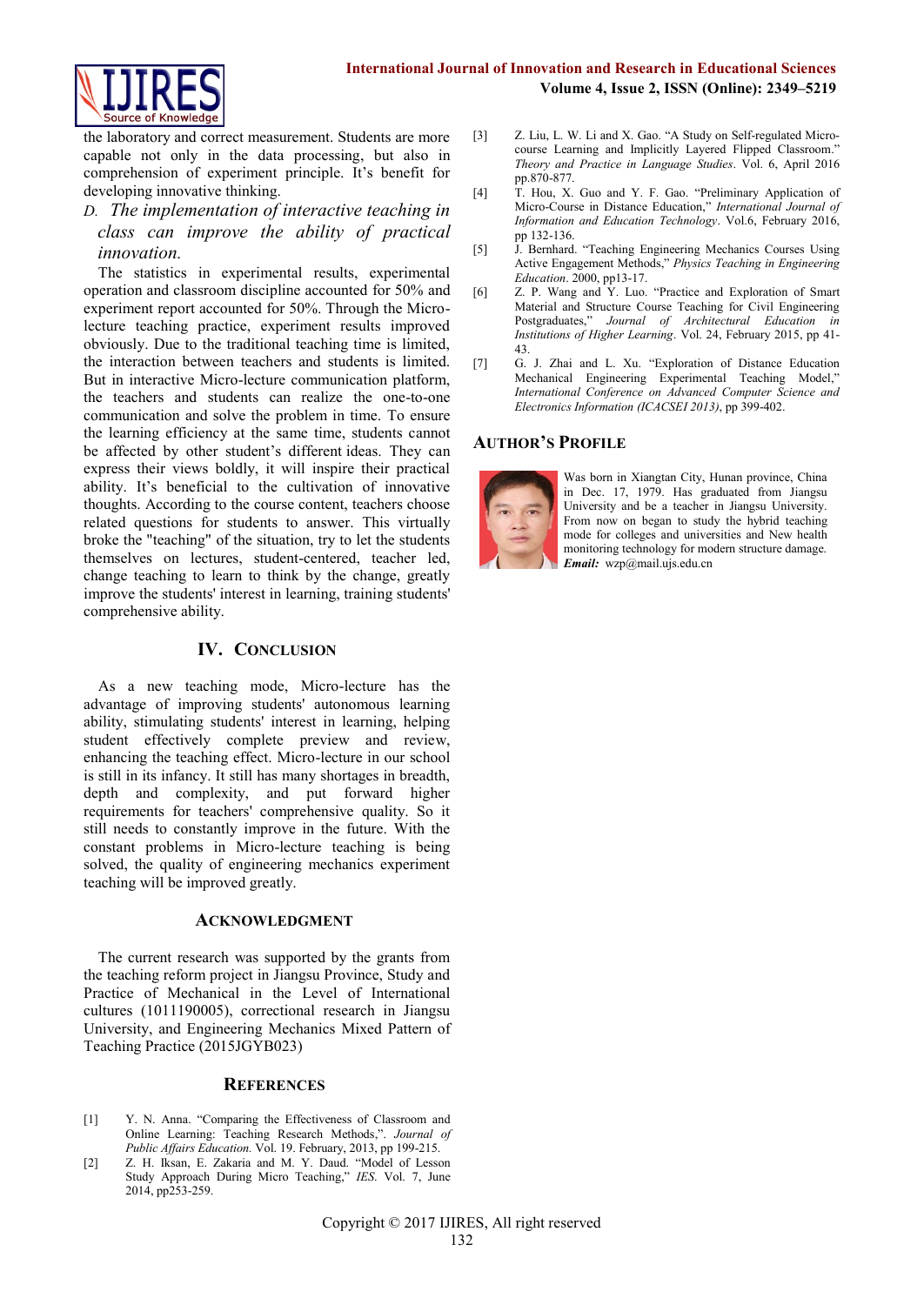the laboratory and correct measurement. Students are more capable not only in the data processing, but also in comprehension of experiment principle. It's benefit for developing innovative thinking.

*D. The implementation of interactive teaching in class can improve the ability of practical innovation.*

The statistics in experimental results, experimental operation and classroom discipline accounted for 50% and experiment report accounted for 50%. Through the Micro-lecture teaching practice, experiment results improved obviously. Due to the traditional teaching time is limited, the interaction between teachers and students is limited. But in interactive Micro-lecture communication platform, the teachers and students can realize the one-to-one communication and solve the problem in time. To ensure the learning efficiency at the same time, students cannot be affected by other student's different ideas. They can express their views boldly, it will inspire their practical ability. It's beneficial to the cultivation of innovative thoughts. According to the course content, teachers choose related questions for students to answer. This virtually broke the "teaching" of the situation, try to let the students themselves on lectures, student-centered, teacher led, change teaching to learn to think by the change, greatly improve the students' interest in learning, training students' comprehensive ability.

## IV. Conclusion

As a new teaching mode, Micro-lecture has the advantage of improving students' autonomous learning ability, stimulating students' interest in learning, helping student effectively complete preview and review, enhancing the teaching effect. Micro-lecture in our school is still in its infancy. It still has many shortages in breadth, depth and complexity, and put forward higher requirements for teachers' comprehensive quality. So it still needs to constantly improve in the future. With the constant problems in Micro-lecture teaching is being solved, the quality of engineering mechanics experiment teaching will be improved greatly.

## Acknowledgment

The current research was supported by the grants from the teaching reform project in Jiangsu Province, Study and Practice of Mechanical in the Level of International cultures (1011190005), correctional research in Jiangsu University, and Engineering Mechanics Mixed Pattern of Teaching Practice (2015JGYB023)

## References

[1] Y. N. Anna. "Comparing the Effectiveness of Classroom and Online Learning: Teaching Research Methods,". *Journal of Public Affairs Education.* Vol. 19. February, 2013, pp 199-215.

[2] Z. H. Iksan, E. Zakaria and M. Y. Daud. "Model of Lesson Study Approach During Micro Teaching," *IES*. Vol. 7, June 2014, pp253-259.

[3] Z. Liu, L. W. Li and X. Gao. "A Study on Self-regulated Micro-course Learning and Implicitly Layered Flipped Classroom." *Theory and Practice in Language Studies*. Vol. 6, April 2016 pp.870-877.

[4] T. Hou, X. Guo and Y. F. Gao. "Preliminary Application of Micro-Course in Distance Education," *International Journal of Information and Education Technology*. Vol.6, February 2016, pp 132-136.

[5] J. Bernhard. "Teaching Engineering Mechanics Courses Using Active Engagement Methods," *Physics Teaching in Engineering Education*. 2000, pp13-17.

[6] Z. P. Wang and Y. Luo. "Practice and Exploration of Smart Material and Structure Course Teaching for Civil Engineering Postgraduates," *Journal of Architectural Education in Institutions of Higher Learning*. Vol. 24, February 2015, pp 41-43.

[7] G. J. Zhai and L. Xu. "Exploration of Distance Education Mechanical Engineering Experimental Teaching Model," *International Conference on Advanced Computer Science and Electronics Information (ICACSEI 2013)*, pp 399-402.

## Author's Profile

Was born in Xiangtan City, Hunan province, China in Dec. 17, 1979. Has graduated from Jiangsu University and be a teacher in Jiangsu University. From now on began to study the hybrid teaching mode for colleges and universities and New health monitoring technology for modern structure damage.
***Email:*** wzp@mail.ujs.edu.cn